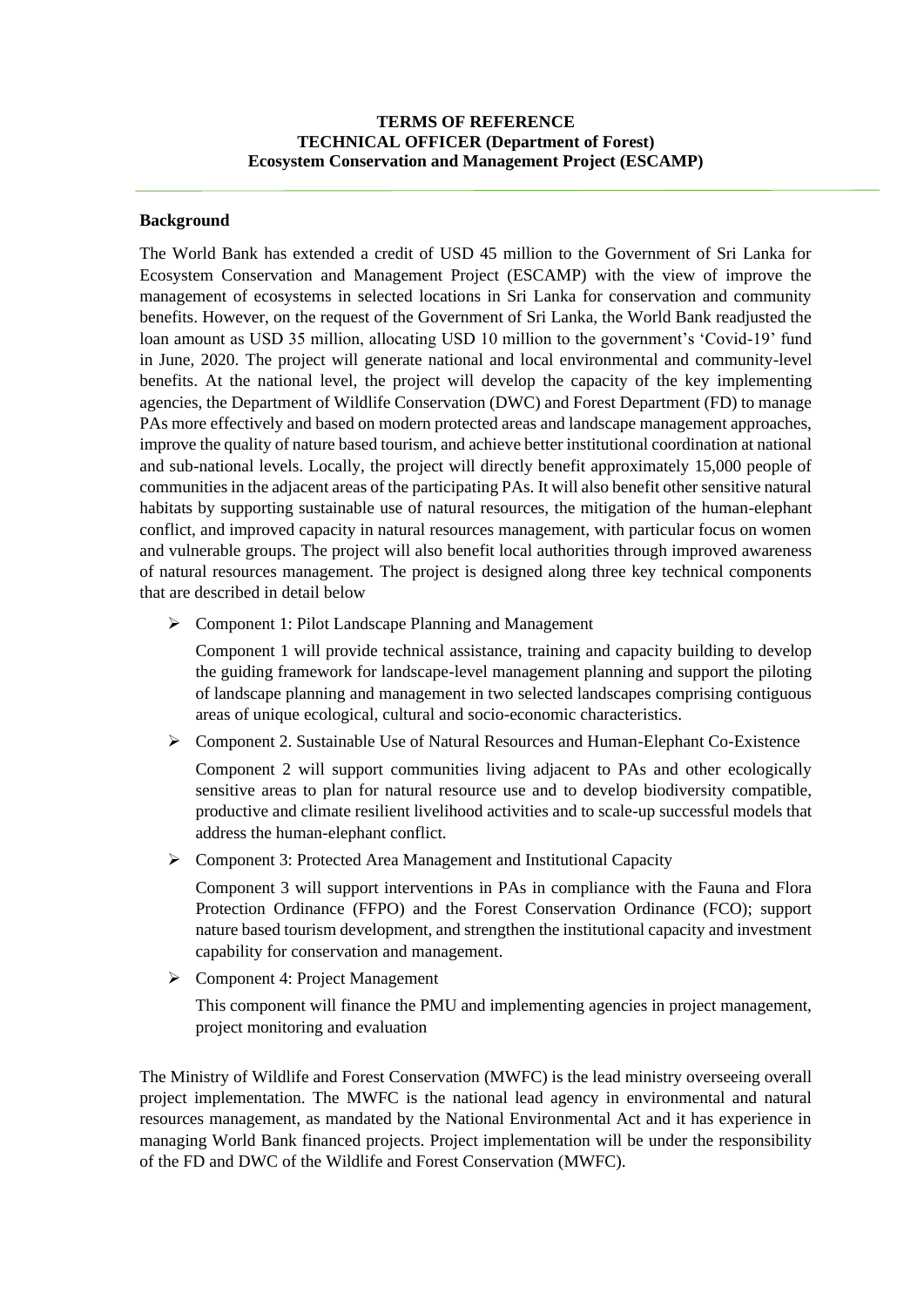**TERMS OF REFERENCE**
**TECHNICAL OFFICER (Department of Forest)**
**Ecosystem Conservation and Management Project (ESCAMP)**

---

**Background**

The World Bank has extended a credit of USD 45 million to the Government of Sri Lanka for Ecosystem Conservation and Management Project (ESCAMP) with the view of improve the management of ecosystems in selected locations in Sri Lanka for conservation and community benefits. However, on the request of the Government of Sri Lanka, the World Bank readjusted the loan amount as USD 35 million, allocating USD 10 million to the government's 'Covid-19' fund in June, 2020. The project will generate national and local environmental and community-level benefits. At the national level, the project will develop the capacity of the key implementing agencies, the Department of Wildlife Conservation (DWC) and Forest Department (FD) to manage PAs more effectively and based on modern protected areas and landscape management approaches, improve the quality of nature based tourism, and achieve better institutional coordination at national and sub-national levels. Locally, the project will directly benefit approximately 15,000 people of communities in the adjacent areas of the participating PAs. It will also benefit other sensitive natural habitats by supporting sustainable use of natural resources, the mitigation of the human-elephant conflict, and improved capacity in natural resources management, with particular focus on women and vulnerable groups. The project will also benefit local authorities through improved awareness of natural resources management. The project is designed along three key technical components that are described in detail below

- Component 1: Pilot Landscape Planning and Management

  Component 1 will provide technical assistance, training and capacity building to develop the guiding framework for landscape-level management planning and support the piloting of landscape planning and management in two selected landscapes comprising contiguous areas of unique ecological, cultural and socio-economic characteristics.

- Component 2. Sustainable Use of Natural Resources and Human-Elephant Co-Existence

  Component 2 will support communities living adjacent to PAs and other ecologically sensitive areas to plan for natural resource use and to develop biodiversity compatible, productive and climate resilient livelihood activities and to scale-up successful models that address the human-elephant conflict.

- Component 3: Protected Area Management and Institutional Capacity

  Component 3 will support interventions in PAs in compliance with the Fauna and Flora Protection Ordinance (FFPO) and the Forest Conservation Ordinance (FCO); support nature based tourism development, and strengthen the institutional capacity and investment capability for conservation and management.

- Component 4: Project Management

  This component will finance the PMU and implementing agencies in project management, project monitoring and evaluation

The Ministry of Wildlife and Forest Conservation (MWFC) is the lead ministry overseeing overall project implementation. The MWFC is the national lead agency in environmental and natural resources management, as mandated by the National Environmental Act and it has experience in managing World Bank financed projects. Project implementation will be under the responsibility of the FD and DWC of the Wildlife and Forest Conservation (MWFC).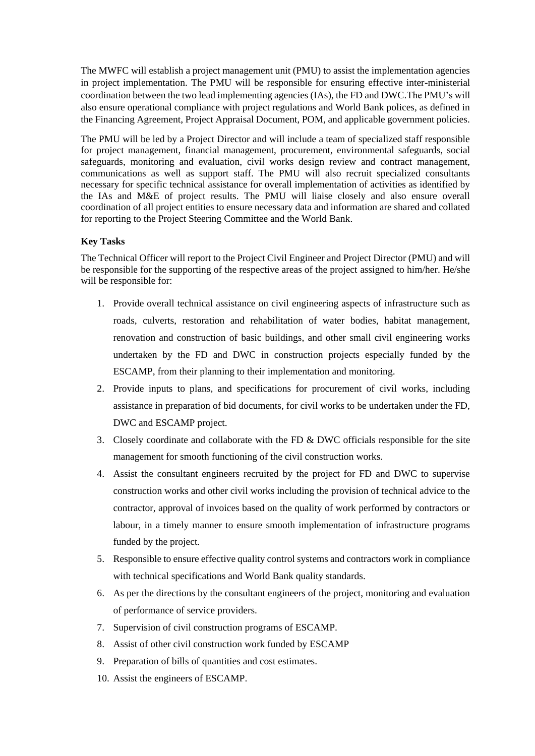The MWFC will establish a project management unit (PMU) to assist the implementation agencies in project implementation. The PMU will be responsible for ensuring effective inter-ministerial coordination between the two lead implementing agencies (IAs), the FD and DWC.The PMU's will also ensure operational compliance with project regulations and World Bank polices, as defined in the Financing Agreement, Project Appraisal Document, POM, and applicable government policies.

The PMU will be led by a Project Director and will include a team of specialized staff responsible for project management, financial management, procurement, environmental safeguards, social safeguards, monitoring and evaluation, civil works design review and contract management, communications as well as support staff. The PMU will also recruit specialized consultants necessary for specific technical assistance for overall implementation of activities as identified by the IAs and M&E of project results. The PMU will liaise closely and also ensure overall coordination of all project entities to ensure necessary data and information are shared and collated for reporting to the Project Steering Committee and the World Bank.

**Key Tasks**

The Technical Officer will report to the Project Civil Engineer and Project Director (PMU) and will be responsible for the supporting of the respective areas of the project assigned to him/her. He/she will be responsible for:

1. Provide overall technical assistance on civil engineering aspects of infrastructure such as roads, culverts, restoration and rehabilitation of water bodies, habitat management, renovation and construction of basic buildings, and other small civil engineering works undertaken by the FD and DWC in construction projects especially funded by the ESCAMP, from their planning to their implementation and monitoring.
2. Provide inputs to plans, and specifications for procurement of civil works, including assistance in preparation of bid documents, for civil works to be undertaken under the FD, DWC and ESCAMP project.
3. Closely coordinate and collaborate with the FD & DWC officials responsible for the site management for smooth functioning of the civil construction works.
4. Assist the consultant engineers recruited by the project for FD and DWC to supervise construction works and other civil works including the provision of technical advice to the contractor, approval of invoices based on the quality of work performed by contractors or labour, in a timely manner to ensure smooth implementation of infrastructure programs funded by the project.
5. Responsible to ensure effective quality control systems and contractors work in compliance with technical specifications and World Bank quality standards.
6. As per the directions by the consultant engineers of the project, monitoring and evaluation of performance of service providers.
7. Supervision of civil construction programs of ESCAMP.
8. Assist of other civil construction work funded by ESCAMP
9. Preparation of bills of quantities and cost estimates.
10. Assist the engineers of ESCAMP.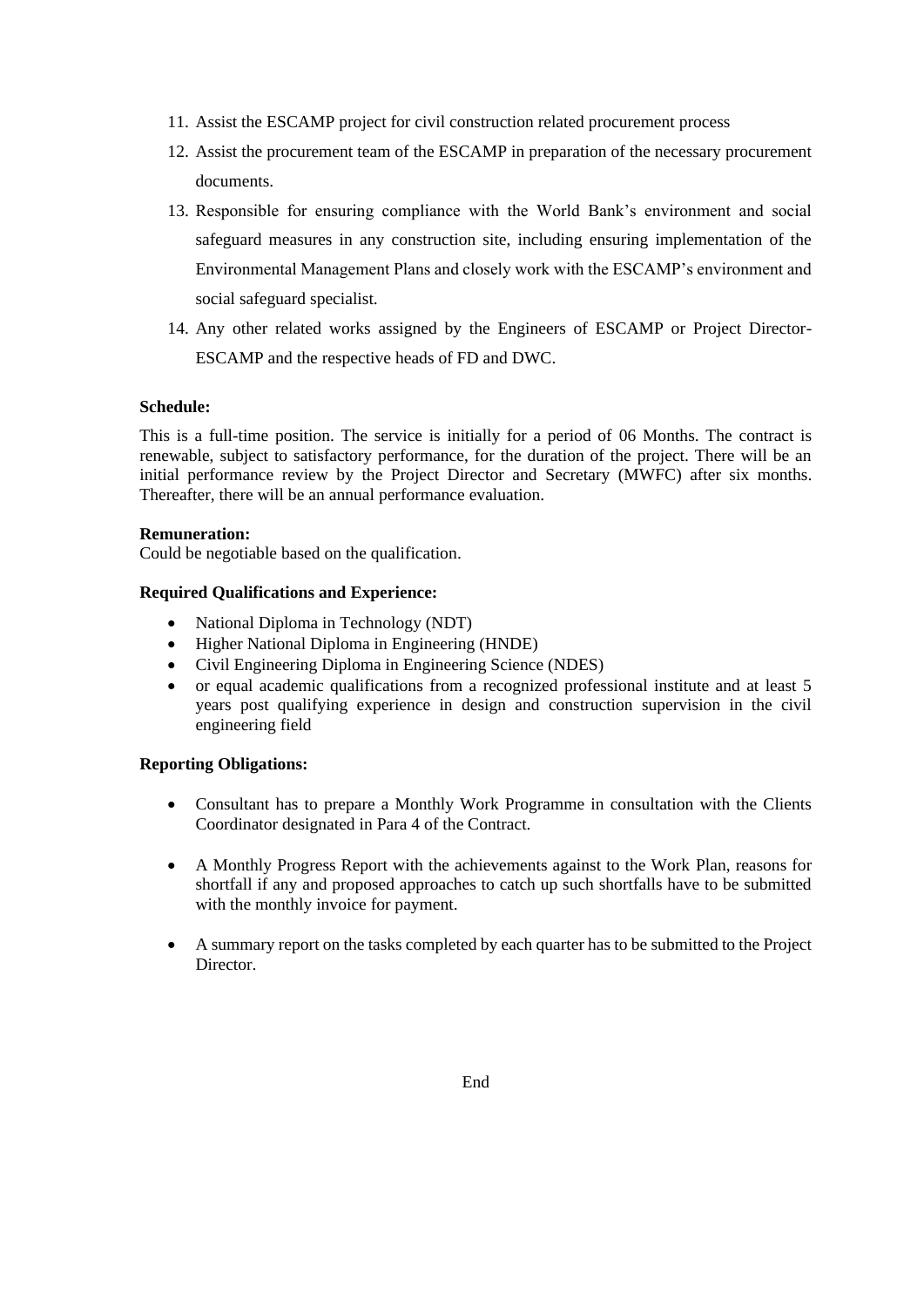11. Assist the ESCAMP project for civil construction related procurement process
12. Assist the procurement team of the ESCAMP in preparation of the necessary procurement documents.
13. Responsible for ensuring compliance with the World Bank's environment and social safeguard measures in any construction site, including ensuring implementation of the Environmental Management Plans and closely work with the ESCAMP's environment and social safeguard specialist.
14. Any other related works assigned by the Engineers of ESCAMP or Project Director-ESCAMP and the respective heads of FD and DWC.

**Schedule:**

This is a full-time position. The service is initially for a period of 06 Months. The contract is renewable, subject to satisfactory performance, for the duration of the project. There will be an initial performance review by the Project Director and Secretary (MWFC) after six months. Thereafter, there will be an annual performance evaluation.

**Remuneration:**
Could be negotiable based on the qualification.

**Required Qualifications and Experience:**

- National Diploma in Technology (NDT)
- Higher National Diploma in Engineering (HNDE)
- Civil Engineering Diploma in Engineering Science (NDES)
- or equal academic qualifications from a recognized professional institute and at least 5 years post qualifying experience in design and construction supervision in the civil engineering field

**Reporting Obligations:**

- Consultant has to prepare a Monthly Work Programme in consultation with the Clients Coordinator designated in Para 4 of the Contract.
- A Monthly Progress Report with the achievements against to the Work Plan, reasons for shortfall if any and proposed approaches to catch up such shortfalls have to be submitted with the monthly invoice for payment.
- A summary report on the tasks completed by each quarter has to be submitted to the Project Director.

End